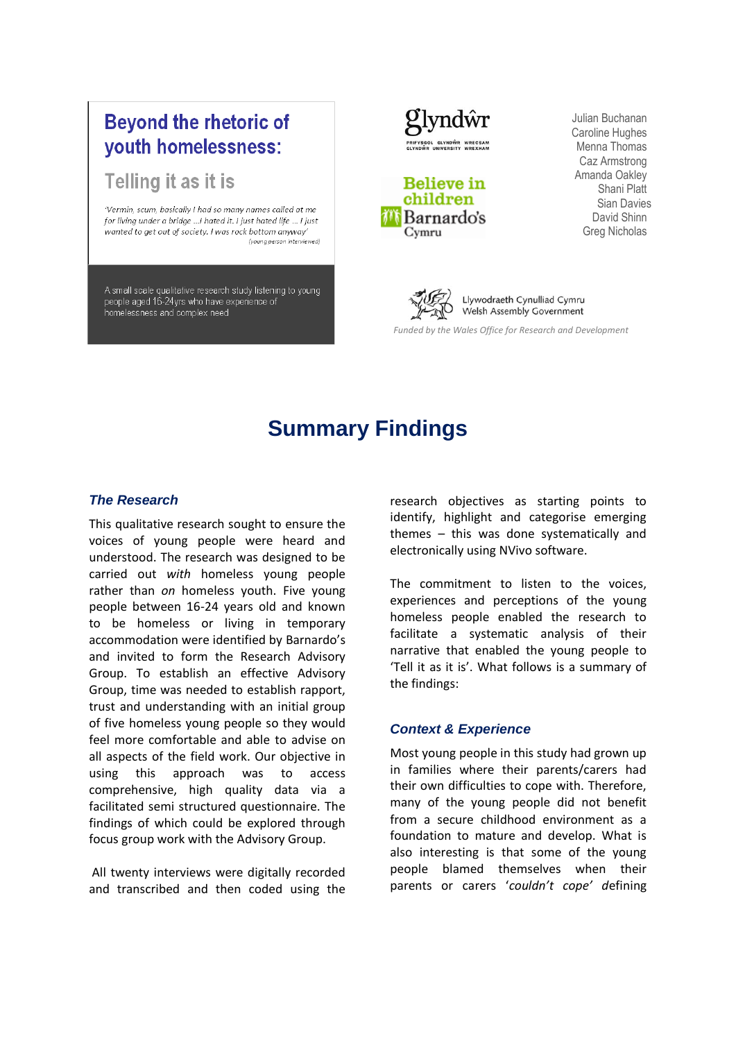# Beyond the rhetoric of youth homelessness:

## Telling it as it is

*'Vermin, scum, basically I had so many names called at me for living under a bridge …I hated it. I just hated life … I just wanted to get out of society. I was rock bottom anyway'*
(young person interviewed)

A small scale qualitative research study listening to young people aged 16-24yrs who have experience of homelessness and complex need

Glyndŵr — Prifysgol Glyndŵr Wrecsam / Glyndŵr University Wrexham

Believe in children — Barnardo's Cymru

Julian Buchanan
Caroline Hughes
Menna Thomas
Caz Armstrong
Amanda Oakley
Shani Platt
Sian Davies
David Shinn
Greg Nicholas

Llywodraeth Cynulliad Cymru
Welsh Assembly Government

*Funded by the Wales Office for Research and Development*

# Summary Findings

### *The Research*

This qualitative research sought to ensure the voices of young people were heard and understood. The research was designed to be carried out *with* homeless young people rather than *on* homeless youth. Five young people between 16-24 years old and known to be homeless or living in temporary accommodation were identified by Barnardo's and invited to form the Research Advisory Group. To establish an effective Advisory Group, time was needed to establish rapport, trust and understanding with an initial group of five homeless young people so they would feel more comfortable and able to advise on all aspects of the field work. Our objective in using this approach was to access comprehensive, high quality data via a facilitated semi structured questionnaire. The findings of which could be explored through focus group work with the Advisory Group.

All twenty interviews were digitally recorded and transcribed and then coded using the research objectives as starting points to identify, highlight and categorise emerging themes – this was done systematically and electronically using NVivo software.

The commitment to listen to the voices, experiences and perceptions of the young homeless people enabled the research to facilitate a systematic analysis of their narrative that enabled the young people to 'Tell it as it is'. What follows is a summary of the findings:

### *Context & Experience*

Most young people in this study had grown up in families where their parents/carers had their own difficulties to cope with. Therefore, many of the young people did not benefit from a secure childhood environment as a foundation to mature and develop. What is also interesting is that some of the young people blamed themselves when their parents or carers '*couldn't cope'* defining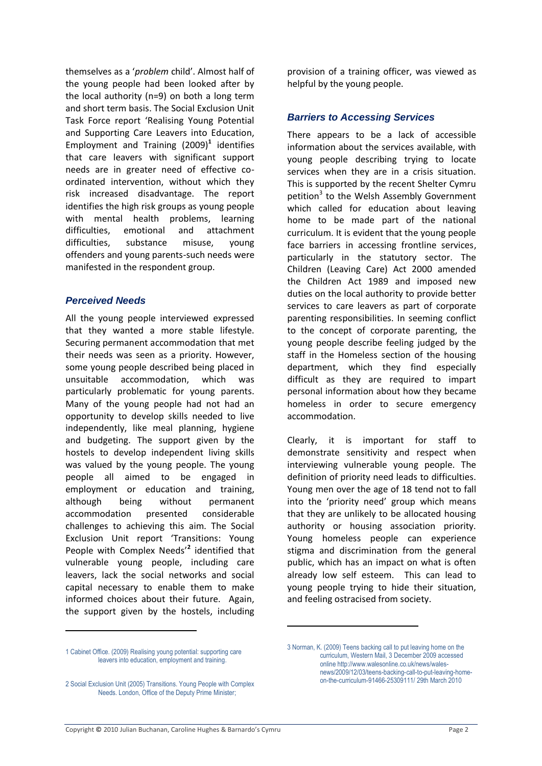themselves as a '*problem* child'. Almost half of the young people had been looked after by the local authority (n=9) on both a long term and short term basis. The Social Exclusion Unit Task Force report 'Realising Young Potential and Supporting Care Leavers into Education, Employment and Training (2009)'[1] identifies that care leavers with significant support needs are in greater need of effective co-ordinated intervention, without which they risk increased disadvantage. The report identifies the high risk groups as young people with mental health problems, learning difficulties, emotional and attachment difficulties, substance misuse, young offenders and young parents-such needs were manifested in the respondent group.

### *Perceived Needs*

All the young people interviewed expressed that they wanted a more stable lifestyle. Securing permanent accommodation that met their needs was seen as a priority. However, some young people described being placed in unsuitable accommodation, which was particularly problematic for young parents. Many of the young people had not had an opportunity to develop skills needed to live independently, like meal planning, hygiene and budgeting. The support given by the hostels to develop independent living skills was valued by the young people. The young people all aimed to be engaged in employment or education and training, although being without permanent accommodation presented considerable challenges to achieving this aim. The Social Exclusion Unit report 'Transitions: Young People with Complex Needs'[2] identified that vulnerable young people, including care leavers, lack the social networks and social capital necessary to enable them to make informed choices about their future. Again, the support given by the hostels, including provision of a training officer, was viewed as helpful by the young people.

### *Barriers to Accessing Services*

There appears to be a lack of accessible information about the services available, with young people describing trying to locate services when they are in a crisis situation. This is supported by the recent Shelter Cymru petition[3] to the Welsh Assembly Government which called for education about leaving home to be made part of the national curriculum. It is evident that the young people face barriers in accessing frontline services, particularly in the statutory sector. The Children (Leaving Care) Act 2000 amended the Children Act 1989 and imposed new duties on the local authority to provide better services to care leavers as part of corporate parenting responsibilities. In seeming conflict to the concept of corporate parenting, the young people describe feeling judged by the staff in the Homeless section of the housing department, which they find especially difficult as they are required to impart personal information about how they became homeless in order to secure emergency accommodation.

Clearly, it is important for staff to demonstrate sensitivity and respect when interviewing vulnerable young people. The definition of priority need leads to difficulties. Young men over the age of 18 tend not to fall into the 'priority need' group which means that they are unlikely to be allocated housing authority or housing association priority. Young homeless people can experience stigma and discrimination from the general public, which has an impact on what is often already low self esteem. This can lead to young people trying to hide their situation, and feeling ostracised from society.

---

1 Cabinet Office. (2009) Realising young potential: supporting care leavers into education, employment and training.

2 Social Exclusion Unit (2005) Transitions. Young People with Complex Needs. London, Office of the Deputy Prime Minister;

3 Norman, K. (2009) Teens backing call to put leaving home on the curriculum, Western Mail, 3 December 2009 accessed online http://www.walesonline.co.uk/news/wales-news/2009/12/03/teens-backing-call-to-put-leaving-home-on-the-curriculum-91466-25309111/ 29th March 2010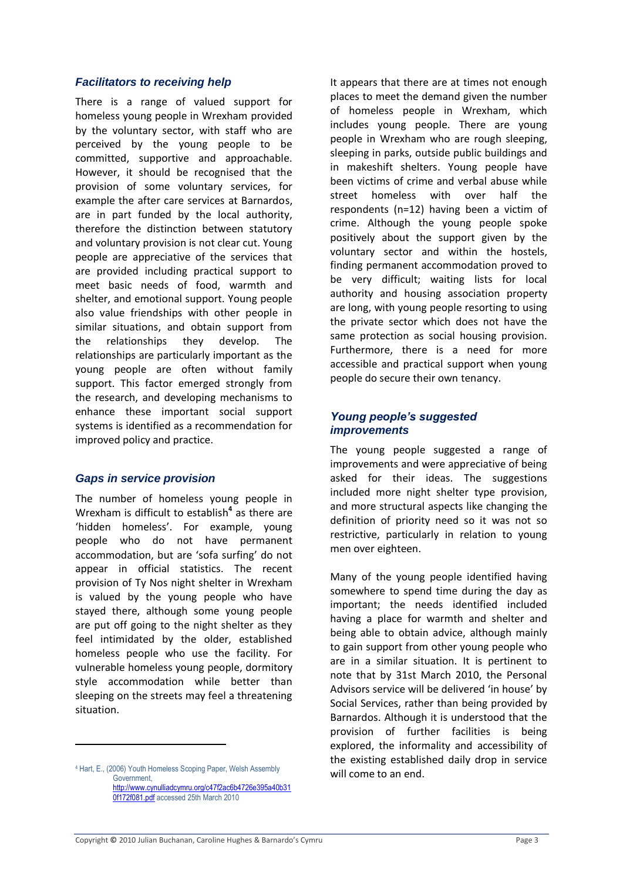### *Facilitators to receiving help*

There is a range of valued support for homeless young people in Wrexham provided by the voluntary sector, with staff who are perceived by the young people to be committed, supportive and approachable. However, it should be recognised that the provision of some voluntary services, for example the after care services at Barnardos, are in part funded by the local authority, therefore the distinction between statutory and voluntary provision is not clear cut. Young people are appreciative of the services that are provided including practical support to meet basic needs of food, warmth and shelter, and emotional support. Young people also value friendships with other people in similar situations, and obtain support from the relationships they develop. The relationships are particularly important as the young people are often without family support. This factor emerged strongly from the research, and developing mechanisms to enhance these important social support systems is identified as a recommendation for improved policy and practice.

### *Gaps in service provision*

The number of homeless young people in Wrexham is difficult to establish[4] as there are 'hidden homeless'. For example, young people who do not have permanent accommodation, but are 'sofa surfing' do not appear in official statistics. The recent provision of Ty Nos night shelter in Wrexham is valued by the young people who have stayed there, although some young people are put off going to the night shelter as they feel intimidated by the older, established homeless people who use the facility. For vulnerable homeless young people, dormitory style accommodation while better than sleeping on the streets may feel a threatening situation.

It appears that there are at times not enough places to meet the demand given the number of homeless people in Wrexham, which includes young people. There are young people in Wrexham who are rough sleeping, sleeping in parks, outside public buildings and in makeshift shelters. Young people have been victims of crime and verbal abuse while street homeless with over half the respondents (n=12) having been a victim of crime. Although the young people spoke positively about the support given by the voluntary sector and within the hostels, finding permanent accommodation proved to be very difficult; waiting lists for local authority and housing association property are long, with young people resorting to using the private sector which does not have the same protection as social housing provision. Furthermore, there is a need for more accessible and practical support when young people do secure their own tenancy.

### *Young people's suggested improvements*

The young people suggested a range of improvements and were appreciative of being asked for their ideas. The suggestions included more night shelter type provision, and more structural aspects like changing the definition of priority need so it was not so restrictive, particularly in relation to young men over eighteen.

Many of the young people identified having somewhere to spend time during the day as important; the needs identified included having a place for warmth and shelter and being able to obtain advice, although mainly to gain support from other young people who are in a similar situation. It is pertinent to note that by 31st March 2010, the Personal Advisors service will be delivered 'in house' by Social Services, rather than being provided by Barnardos. Although it is understood that the provision of further facilities is being explored, the informality and accessibility of the existing established daily drop in service will come to an end.

---

[4] Hart, E., (2006) Youth Homeless Scoping Paper, Welsh Assembly Government, http://www.cynulliadcymru.org/c47f2ac6b4726e395a40b310f172f081.pdf accessed 25th March 2010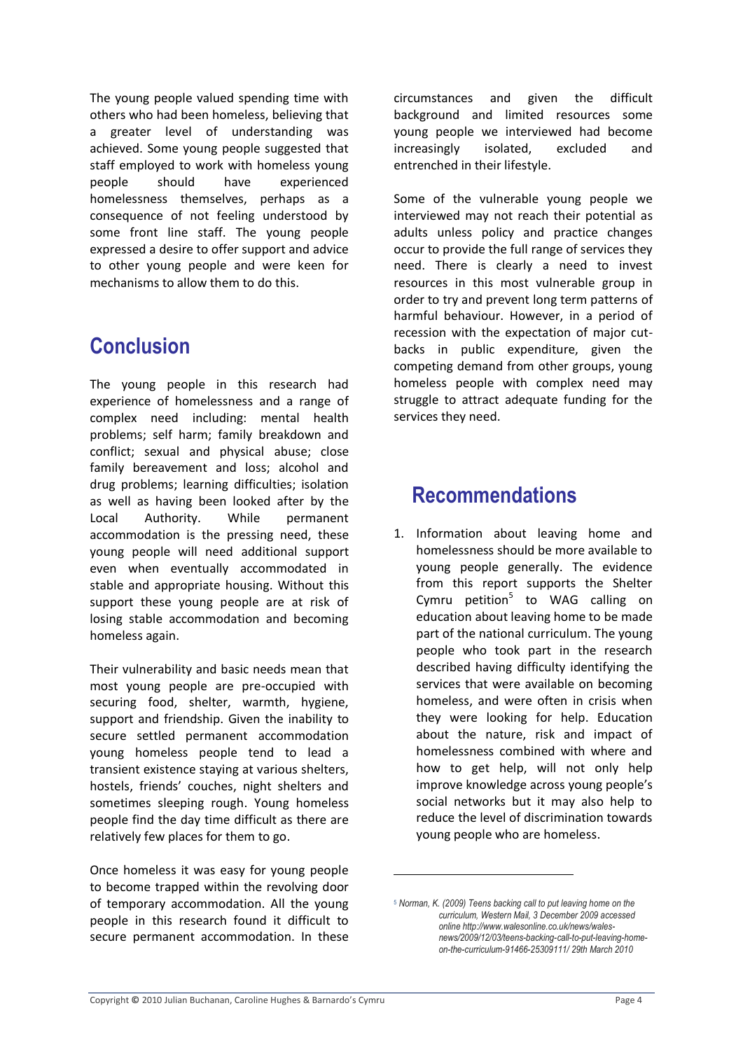The young people valued spending time with others who had been homeless, believing that a greater level of understanding was achieved. Some young people suggested that staff employed to work with homeless young people should have experienced homelessness themselves, perhaps as a consequence of not feeling understood by some front line staff. The young people expressed a desire to offer support and advice to other young people and were keen for mechanisms to allow them to do this.

## Conclusion

The young people in this research had experience of homelessness and a range of complex need including: mental health problems; self harm; family breakdown and conflict; sexual and physical abuse; close family bereavement and loss; alcohol and drug problems; learning difficulties; isolation as well as having been looked after by the Local Authority. While permanent accommodation is the pressing need, these young people will need additional support even when eventually accommodated in stable and appropriate housing. Without this support these young people are at risk of losing stable accommodation and becoming homeless again.

Their vulnerability and basic needs mean that most young people are pre-occupied with securing food, shelter, warmth, hygiene, support and friendship. Given the inability to secure settled permanent accommodation young homeless people tend to lead a transient existence staying at various shelters, hostels, friends' couches, night shelters and sometimes sleeping rough. Young homeless people find the day time difficult as there are relatively few places for them to go.

Once homeless it was easy for young people to become trapped within the revolving door of temporary accommodation. All the young people in this research found it difficult to secure permanent accommodation. In these circumstances and given the difficult background and limited resources some young people we interviewed had become increasingly isolated, excluded and entrenched in their lifestyle.

Some of the vulnerable young people we interviewed may not reach their potential as adults unless policy and practice changes occur to provide the full range of services they need. There is clearly a need to invest resources in this most vulnerable group in order to try and prevent long term patterns of harmful behaviour. However, in a period of recession with the expectation of major cut-backs in public expenditure, given the competing demand from other groups, young homeless people with complex need may struggle to attract adequate funding for the services they need.

## Recommendations

1. Information about leaving home and homelessness should be more available to young people generally. The evidence from this report supports the Shelter Cymru petition[5] to WAG calling on education about leaving home to be made part of the national curriculum. The young people who took part in the research described having difficulty identifying the services that were available on becoming homeless, and were often in crisis when they were looking for help. Education about the nature, risk and impact of homelessness combined with where and how to get help, will not only help improve knowledge across young people's social networks but it may also help to reduce the level of discrimination towards young people who are homeless.

---

[5] *Norman, K. (2009) Teens backing call to put leaving home on the curriculum, Western Mail, 3 December 2009 accessed online http://www.walesonline.co.uk/news/wales-news/2009/12/03/teens-backing-call-to-put-leaving-home-on-the-curriculum-91466-25309111/ 29th March 2010*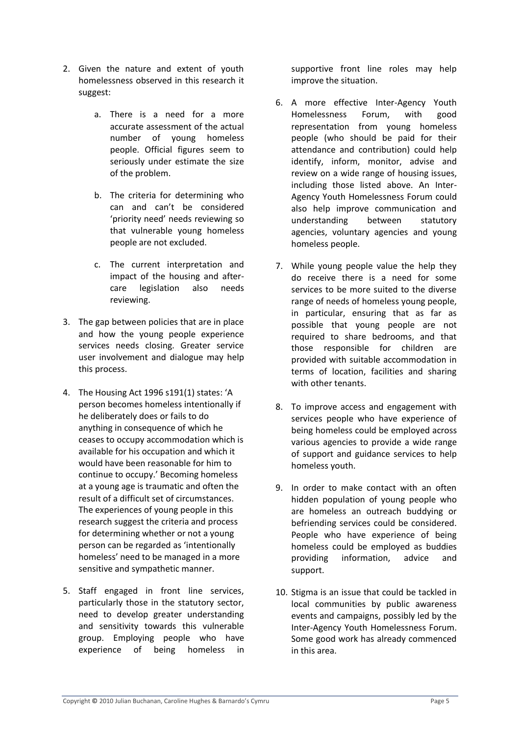2. Given the nature and extent of youth homelessness observed in this research it suggest:

    a. There is a need for a more accurate assessment of the actual number of young homeless people. Official figures seem to seriously under estimate the size of the problem.

    b. The criteria for determining who can and can't be considered 'priority need' needs reviewing so that vulnerable young homeless people are not excluded.

    c. The current interpretation and impact of the housing and after-care legislation also needs reviewing.

3. The gap between policies that are in place and how the young people experience services needs closing. Greater service user involvement and dialogue may help this process.

4. The Housing Act 1996 s191(1) states: 'A person becomes homeless intentionally if he deliberately does or fails to do anything in consequence of which he ceases to occupy accommodation which is available for his occupation and which it would have been reasonable for him to continue to occupy.' Becoming homeless at a young age is traumatic and often the result of a difficult set of circumstances. The experiences of young people in this research suggest the criteria and process for determining whether or not a young person can be regarded as 'intentionally homeless' need to be managed in a more sensitive and sympathetic manner.

5. Staff engaged in front line services, particularly those in the statutory sector, need to develop greater understanding and sensitivity towards this vulnerable group. Employing people who have experience of being homeless in supportive front line roles may help improve the situation.

6. A more effective Inter-Agency Youth Homelessness Forum, with good representation from young homeless people (who should be paid for their attendance and contribution) could help identify, inform, monitor, advise and review on a wide range of housing issues, including those listed above. An Inter-Agency Youth Homelessness Forum could also help improve communication and understanding between statutory agencies, voluntary agencies and young homeless people.

7. While young people value the help they do receive there is a need for some services to be more suited to the diverse range of needs of homeless young people, in particular, ensuring that as far as possible that young people are not required to share bedrooms, and that those responsible for children are provided with suitable accommodation in terms of location, facilities and sharing with other tenants.

8. To improve access and engagement with services people who have experience of being homeless could be employed across various agencies to provide a wide range of support and guidance services to help homeless youth.

9. In order to make contact with an often hidden population of young people who are homeless an outreach buddying or befriending services could be considered. People who have experience of being homeless could be employed as buddies providing information, advice and support.

10. Stigma is an issue that could be tackled in local communities by public awareness events and campaigns, possibly led by the Inter-Agency Youth Homelessness Forum. Some good work has already commenced in this area.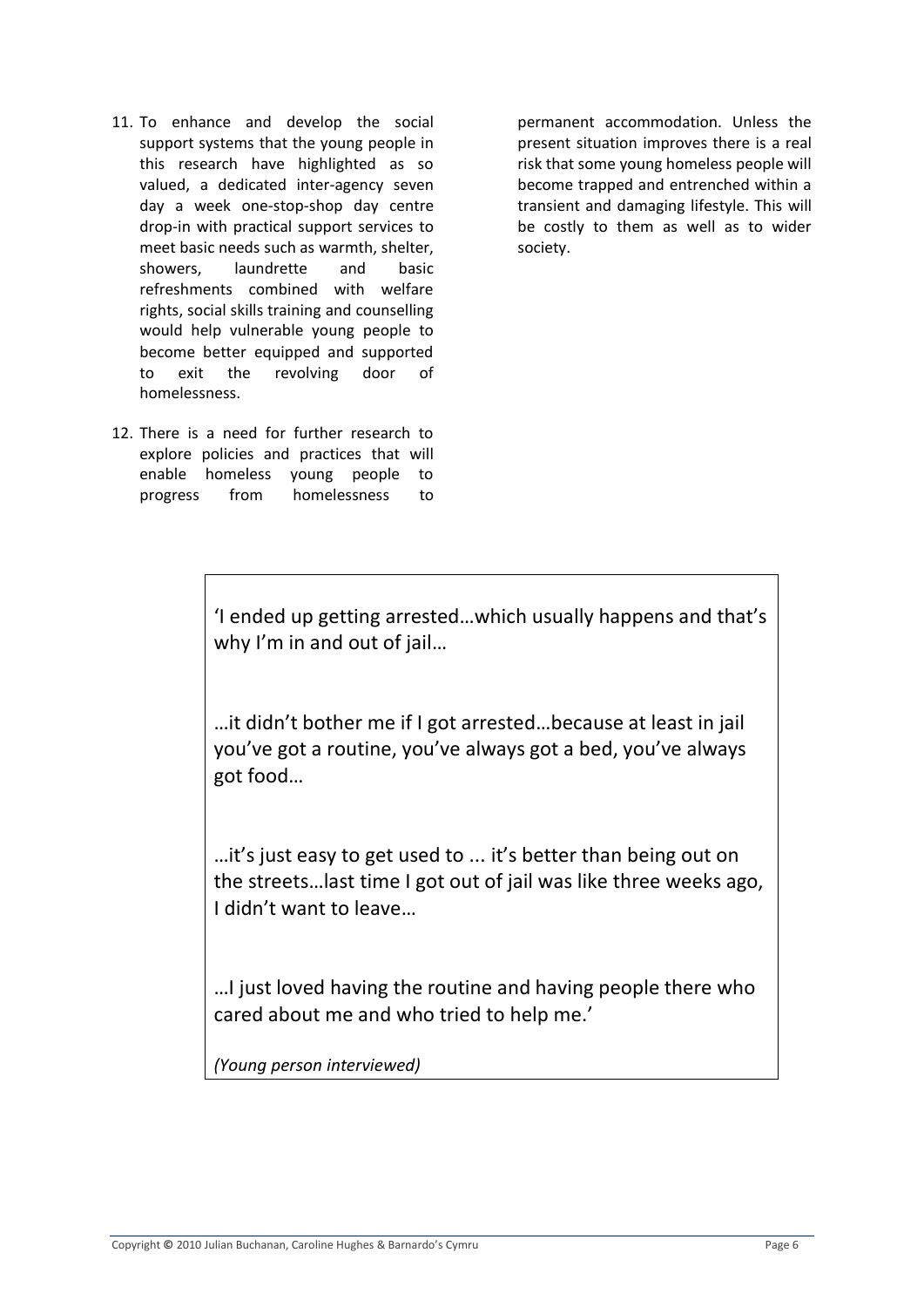11. To enhance and develop the social support systems that the young people in this research have highlighted as so valued, a dedicated inter-agency seven day a week one-stop-shop day centre drop-in with practical support services to meet basic needs such as warmth, shelter, showers, laundrette and basic refreshments combined with welfare rights, social skills training and counselling would help vulnerable young people to become better equipped and supported to exit the revolving door of homelessness.

12. There is a need for further research to explore policies and practices that will enable homeless young people to progress from homelessness to permanent accommodation. Unless the present situation improves there is a real risk that some young homeless people will become trapped and entrenched within a transient and damaging lifestyle. This will be costly to them as well as to wider society.

> 'I ended up getting arrested…which usually happens and that's why I'm in and out of jail…
>
> …it didn't bother me if I got arrested…because at least in jail you've got a routine, you've always got a bed, you've always got food…
>
> …it's just easy to get used to ... it's better than being out on the streets…last time I got out of jail was like three weeks ago, I didn't want to leave…
>
> …I just loved having the routine and having people there who cared about me and who tried to help me.'
>
> *(Young person interviewed)*

Copyright © 2010 Julian Buchanan, Caroline Hughes & Barnardo's Cymru